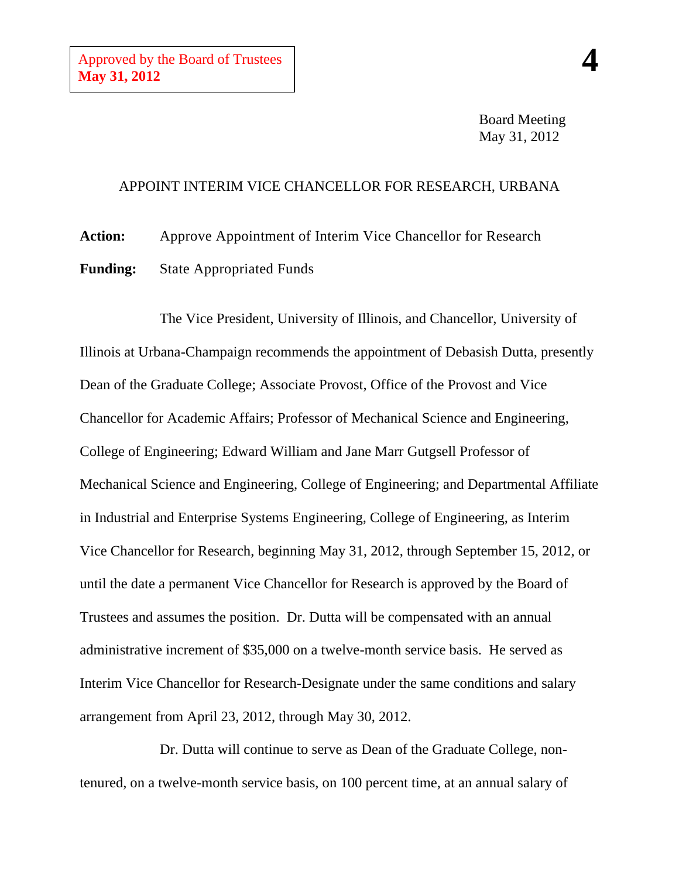Approved by the Board of Trustees
**May 31, 2012**

**4**

Board Meeting
May 31, 2012

APPOINT INTERIM VICE CHANCELLOR FOR RESEARCH, URBANA

**Action:** Approve Appointment of Interim Vice Chancellor for Research

**Funding:** State Appropriated Funds

The Vice President, University of Illinois, and Chancellor, University of Illinois at Urbana-Champaign recommends the appointment of Debasish Dutta, presently Dean of the Graduate College; Associate Provost, Office of the Provost and Vice Chancellor for Academic Affairs; Professor of Mechanical Science and Engineering, College of Engineering; Edward William and Jane Marr Gutgsell Professor of Mechanical Science and Engineering, College of Engineering; and Departmental Affiliate in Industrial and Enterprise Systems Engineering, College of Engineering, as Interim Vice Chancellor for Research, beginning May 31, 2012, through September 15, 2012, or until the date a permanent Vice Chancellor for Research is approved by the Board of Trustees and assumes the position. Dr. Dutta will be compensated with an annual administrative increment of $35,000 on a twelve-month service basis. He served as Interim Vice Chancellor for Research-Designate under the same conditions and salary arrangement from April 23, 2012, through May 30, 2012.

Dr. Dutta will continue to serve as Dean of the Graduate College, non-tenured, on a twelve-month service basis, on 100 percent time, at an annual salary of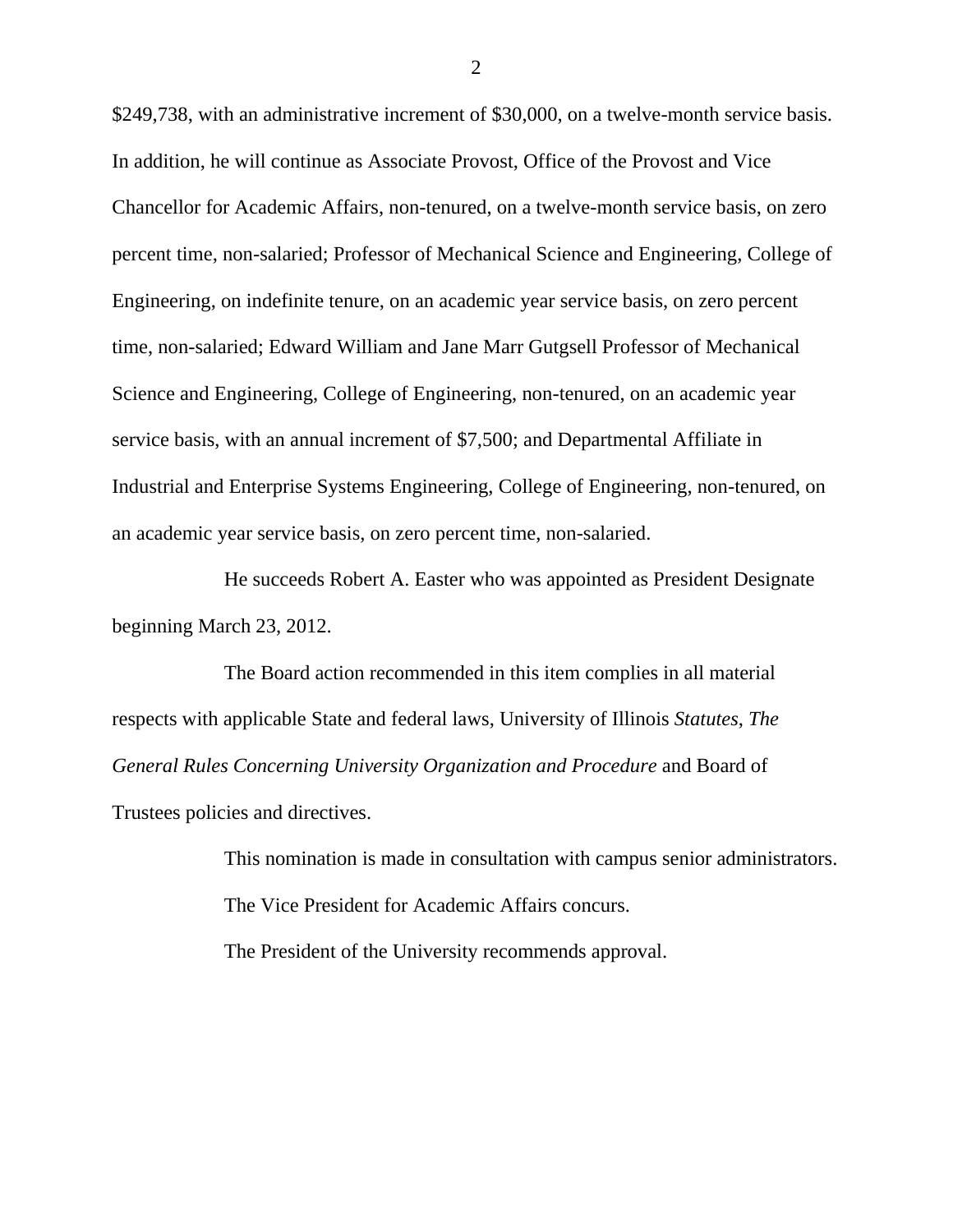$249,738, with an administrative increment of $30,000, on a twelve-month service basis. In addition, he will continue as Associate Provost, Office of the Provost and Vice Chancellor for Academic Affairs, non-tenured, on a twelve-month service basis, on zero percent time, non-salaried; Professor of Mechanical Science and Engineering, College of Engineering, on indefinite tenure, on an academic year service basis, on zero percent time, non-salaried; Edward William and Jane Marr Gutgsell Professor of Mechanical Science and Engineering, College of Engineering, non-tenured, on an academic year service basis, with an annual increment of $7,500; and Departmental Affiliate in Industrial and Enterprise Systems Engineering, College of Engineering, non-tenured, on an academic year service basis, on zero percent time, non-salaried.

He succeeds Robert A. Easter who was appointed as President Designate beginning March 23, 2012.

The Board action recommended in this item complies in all material respects with applicable State and federal laws, University of Illinois *Statutes*, *The General Rules Concerning University Organization and Procedure* and Board of Trustees policies and directives.

This nomination is made in consultation with campus senior administrators.

The Vice President for Academic Affairs concurs.

The President of the University recommends approval.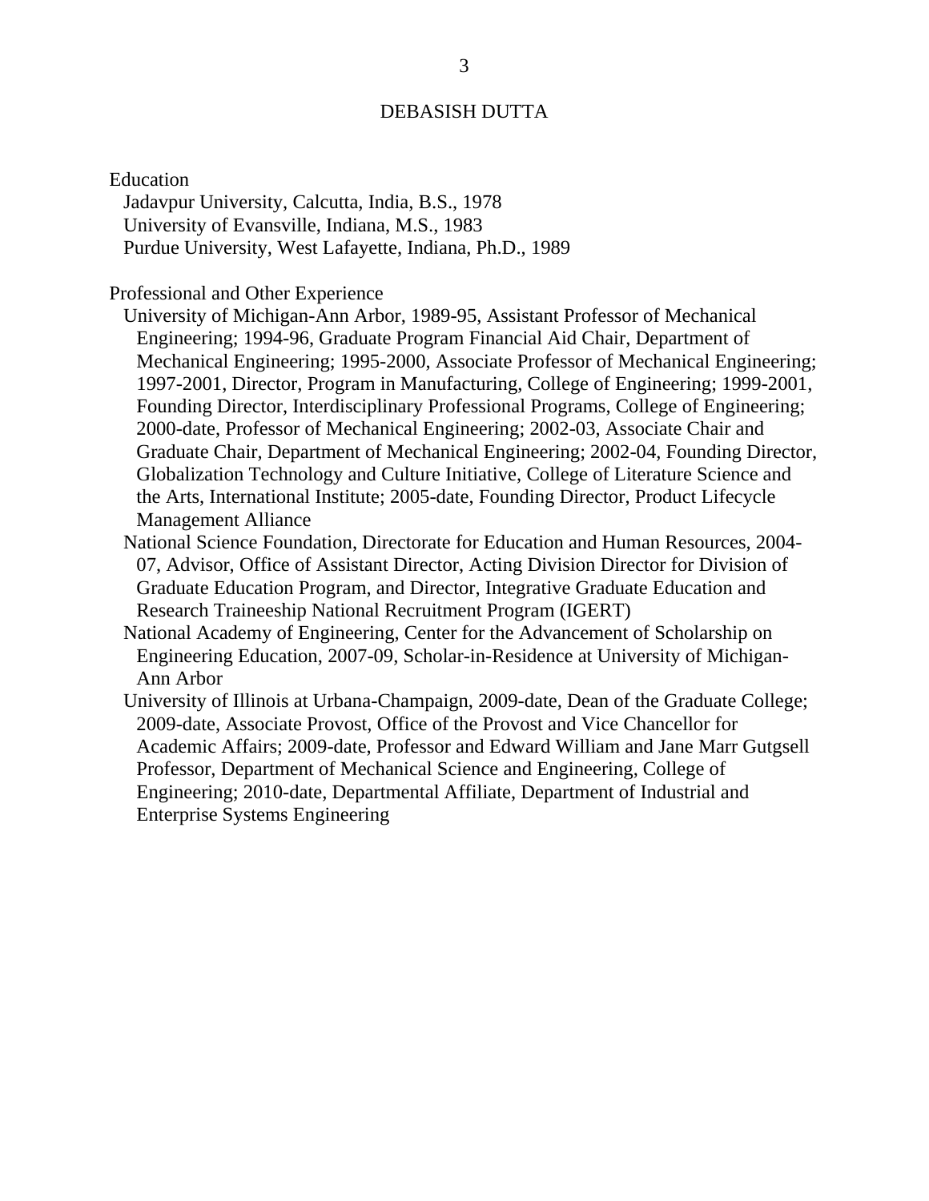DEBASISH DUTTA

Education

Jadavpur University, Calcutta, India, B.S., 1978
University of Evansville, Indiana, M.S., 1983
Purdue University, West Lafayette, Indiana, Ph.D., 1989

Professional and Other Experience

University of Michigan-Ann Arbor, 1989-95, Assistant Professor of Mechanical Engineering; 1994-96, Graduate Program Financial Aid Chair, Department of Mechanical Engineering; 1995-2000, Associate Professor of Mechanical Engineering; 1997-2001, Director, Program in Manufacturing, College of Engineering; 1999-2001, Founding Director, Interdisciplinary Professional Programs, College of Engineering; 2000-date, Professor of Mechanical Engineering; 2002-03, Associate Chair and Graduate Chair, Department of Mechanical Engineering; 2002-04, Founding Director, Globalization Technology and Culture Initiative, College of Literature Science and the Arts, International Institute; 2005-date, Founding Director, Product Lifecycle Management Alliance

National Science Foundation, Directorate for Education and Human Resources, 2004-07, Advisor, Office of Assistant Director, Acting Division Director for Division of Graduate Education Program, and Director, Integrative Graduate Education and Research Traineeship National Recruitment Program (IGERT)

National Academy of Engineering, Center for the Advancement of Scholarship on Engineering Education, 2007-09, Scholar-in-Residence at University of Michigan-Ann Arbor

University of Illinois at Urbana-Champaign, 2009-date, Dean of the Graduate College; 2009-date, Associate Provost, Office of the Provost and Vice Chancellor for Academic Affairs; 2009-date, Professor and Edward William and Jane Marr Gutgsell Professor, Department of Mechanical Science and Engineering, College of Engineering; 2010-date, Departmental Affiliate, Department of Industrial and Enterprise Systems Engineering